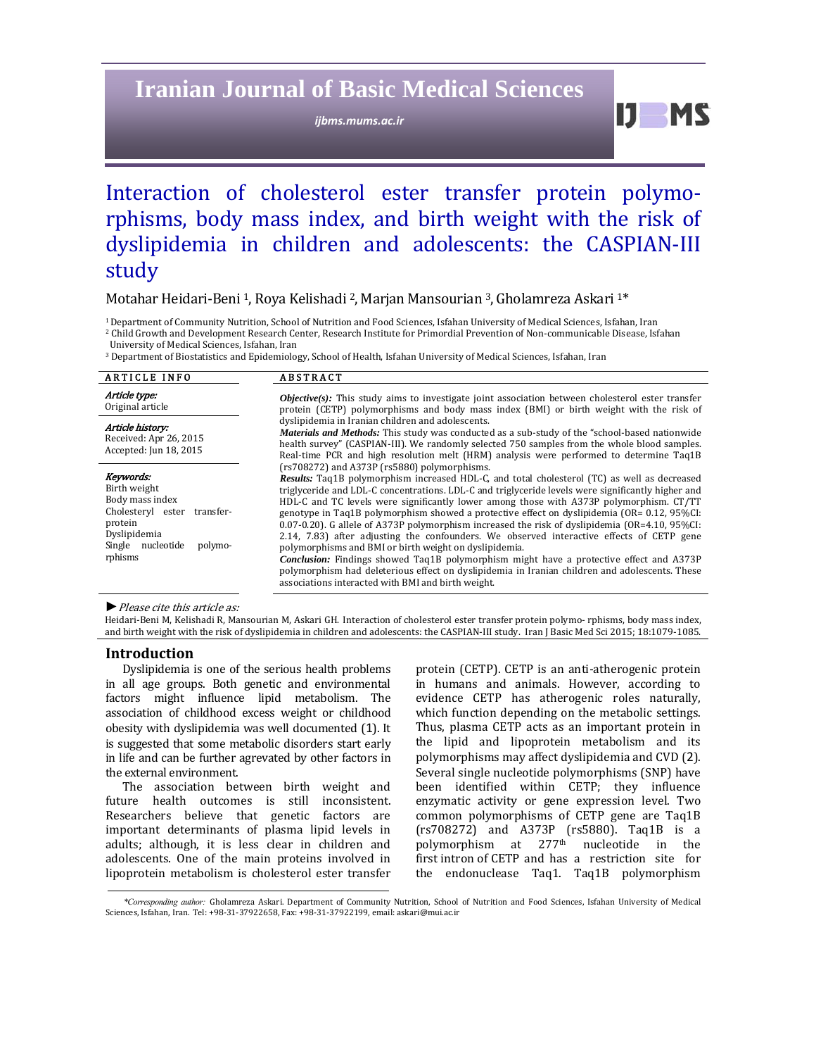# Interaction of cholesterol ester transfer protein polymorphisms, body mass index, and birth weight with the risk of dyslipidemia in children and adolescents: the CASPIAN-III study

Motahar Heidari-Beni [1], Roya Kelishadi [2], Marjan Mansourian [3], Gholamreza Askari [1]*

[1] Department of Community Nutrition, School of Nutrition and Food Sciences, Isfahan University of Medical Sciences, Isfahan, Iran
[2] Child Growth and Development Research Center, Research Institute for Primordial Prevention of Non-communicable Disease, Isfahan University of Medical Sciences, Isfahan, Iran
[3] Department of Biostatistics and Epidemiology, School of Health, Isfahan University of Medical Sciences, Isfahan, Iran

## ARTICLE INFO

*Article type:*
Original article

*Article history:*
Received: Apr 26, 2015
Accepted: Jun 18, 2015

*Keywords:*
Birth weight
Body mass index
Cholesteryl ester transfer-protein
Dyslipidemia
Single nucleotide polymorphisms

## ABSTRACT

***Objective(s):*** This study aims to investigate joint association between cholesterol ester transfer protein (CETP) polymorphisms and body mass index (BMI) or birth weight with the risk of dyslipidemia in Iranian children and adolescents.

***Materials and Methods:*** This study was conducted as a sub-study of the "school-based nationwide health survey" (CASPIAN-III). We randomly selected 750 samples from the whole blood samples. Real-time PCR and high resolution melt (HRM) analysis were performed to determine Taq1B (rs708272) and A373P (rs5880) polymorphisms.

***Results:*** Taq1B polymorphism increased HDL-C, and total cholesterol (TC) as well as decreased triglyceride and LDL-C concentrations. LDL-C and triglyceride levels were significantly higher and HDL-C and TC levels were significantly lower among those with A373P polymorphism. CT/TT genotype in Taq1B polymorphism showed a protective effect on dyslipidemia (OR= 0.12, 95%CI: 0.07-0.20). G allele of A373P polymorphism increased the risk of dyslipidemia (OR=4.10, 95%CI: 2.14, 7.83) after adjusting the confounders. We observed interactive effects of CETP gene polymorphisms and BMI or birth weight on dyslipidemia.

***Conclusion:*** Findings showed Taq1B polymorphism might have a protective effect and A373P polymorphism had deleterious effect on dyslipidemia in Iranian children and adolescents. These associations interacted with BMI and birth weight.

► *Please cite this article as:*

Heidari-Beni M, Kelishadi R, Mansourian M, Askari GH. Interaction of cholesterol ester transfer protein polymo- rphisms, body mass index, and birth weight with the risk of dyslipidemia in children and adolescents: the CASPIAN-III study. Iran J Basic Med Sci 2015; 18:1079-1085.

## Introduction

Dyslipidemia is one of the serious health problems in all age groups. Both genetic and environmental factors might influence lipid metabolism. The association of childhood excess weight or childhood obesity with dyslipidemia was well documented (1). It is suggested that some metabolic disorders start early in life and can be further agrevated by other factors in the external environment.

The association between birth weight and future health outcomes is still inconsistent. Researchers believe that genetic factors are important determinants of plasma lipid levels in adults; although, it is less clear in children and adolescents. One of the main proteins involved in lipoprotein metabolism is cholesterol ester transfer protein (CETP). CETP is an anti-atherogenic protein in humans and animals. However, according to evidence CETP has atherogenic roles naturally, which function depending on the metabolic settings. Thus, plasma CETP acts as an important protein in the lipid and lipoprotein metabolism and its polymorphisms may affect dyslipidemia and CVD (2). Several single nucleotide polymorphisms (SNP) have been identified within CETP; they influence enzymatic activity or gene expression level. Two common polymorphisms of CETP gene are Taq1B (rs708272) and A373P (rs5880). Taq1B is a polymorphism at 277$^{th}$ nucleotide in the first intron of CETP and has a restriction site for the endonuclease Taq1. Taq1B polymorphism

*\*Corresponding author:* Gholamreza Askari. Department of Community Nutrition, School of Nutrition and Food Sciences, Isfahan University of Medical Sciences, Isfahan, Iran. Tel: +98-31-37922658, Fax: +98-31-37922199, email: askari@mui.ac.ir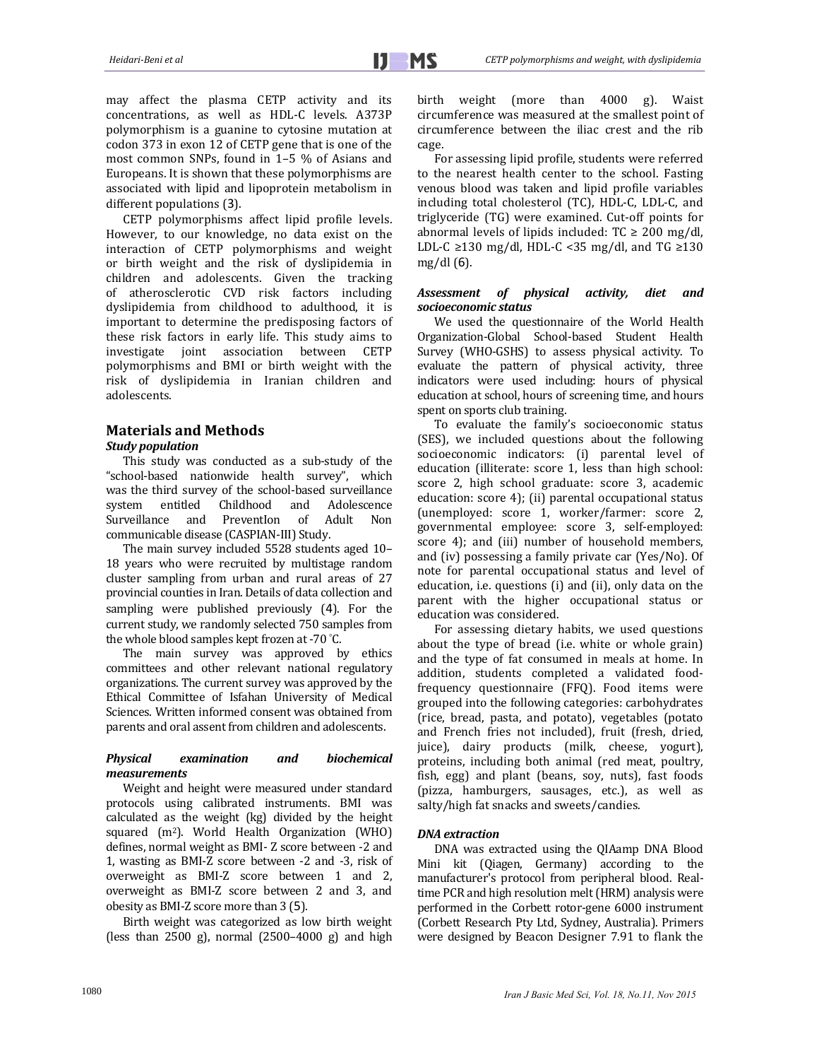may affect the plasma CETP activity and its concentrations, as well as HDL-C levels. A373P polymorphism is a guanine to cytosine mutation at codon 373 in exon 12 of CETP gene that is one of the most common SNPs, found in 1–5 % of Asians and Europeans. It is shown that these polymorphisms are associated with lipid and lipoprotein metabolism in different populations (3).

CETP polymorphisms affect lipid profile levels. However, to our knowledge, no data exist on the interaction of CETP polymorphisms and weight or birth weight and the risk of dyslipidemia in children and adolescents. Given the tracking of atherosclerotic CVD risk factors including dyslipidemia from childhood to adulthood, it is important to determine the predisposing factors of these risk factors in early life. This study aims to investigate joint association between CETP polymorphisms and BMI or birth weight with the risk of dyslipidemia in Iranian children and adolescents.

## Materials and Methods

### *Study population*

This study was conducted as a sub-study of the "school-based nationwide health survey", which was the third survey of the school-based surveillance system entitled Childhood and Adolescence Surveillance and PreventIon of Adult Non communicable disease (CASPIAN-III) Study.

The main survey included 5528 students aged 10–18 years who were recruited by multistage random cluster sampling from urban and rural areas of 27 provincial counties in Iran. Details of data collection and sampling were published previously (4). For the current study, we randomly selected 750 samples from the whole blood samples kept frozen at -70 °C.

The main survey was approved by ethics committees and other relevant national regulatory organizations. The current survey was approved by the Ethical Committee of Isfahan University of Medical Sciences. Written informed consent was obtained from parents and oral assent from children and adolescents.

### *Physical examination and biochemical measurements*

Weight and height were measured under standard protocols using calibrated instruments. BMI was calculated as the weight (kg) divided by the height squared ($m^2$). World Health Organization (WHO) defines, normal weight as BMI- Z score between -2 and 1, wasting as BMI-Z score between -2 and -3, risk of overweight as BMI-Z score between 1 and 2, overweight as BMI-Z score between 2 and 3, and obesity as BMI-Z score more than 3 (5).

Birth weight was categorized as low birth weight (less than 2500 g), normal (2500–4000 g) and high birth weight (more than 4000 g). Waist circumference was measured at the smallest point of circumference between the iliac crest and the rib cage.

For assessing lipid profile, students were referred to the nearest health center to the school. Fasting venous blood was taken and lipid profile variables including total cholesterol (TC), HDL-C, LDL-C, and triglyceride (TG) were examined. Cut-off points for abnormal levels of lipids included: TC ≥ 200 mg/dl, LDL-C ≥130 mg/dl, HDL-C <35 mg/dl, and TG ≥130 mg/dl (6).

### *Assessment of physical activity, diet and socioeconomic status*

We used the questionnaire of the World Health Organization-Global School-based Student Health Survey (WHO-GSHS) to assess physical activity. To evaluate the pattern of physical activity, three indicators were used including: hours of physical education at school, hours of screening time, and hours spent on sports club training.

To evaluate the family's socioeconomic status (SES), we included questions about the following socioeconomic indicators: (i) parental level of education (illiterate: score 1, less than high school: score 2, high school graduate: score 3, academic education: score 4); (ii) parental occupational status (unemployed: score 1, worker/farmer: score 2, governmental employee: score 3, self-employed: score 4); and (iii) number of household members, and (iv) possessing a family private car (Yes/No). Of note for parental occupational status and level of education, i.e. questions (i) and (ii), only data on the parent with the higher occupational status or education was considered.

For assessing dietary habits, we used questions about the type of bread (i.e. white or whole grain) and the type of fat consumed in meals at home. In addition, students completed a validated food-frequency questionnaire (FFQ). Food items were grouped into the following categories: carbohydrates (rice, bread, pasta, and potato), vegetables (potato and French fries not included), fruit (fresh, dried, juice), dairy products (milk, cheese, yogurt), proteins, including both animal (red meat, poultry, fish, egg) and plant (beans, soy, nuts), fast foods (pizza, hamburgers, sausages, etc.), as well as salty/high fat snacks and sweets/candies.

### *DNA extraction*

DNA was extracted using the QIAamp DNA Blood Mini kit (Qiagen, Germany) according to the manufacturer's protocol from peripheral blood. Real-time PCR and high resolution melt (HRM) analysis were performed in the Corbett rotor-gene 6000 instrument (Corbett Research Pty Ltd, Sydney, Australia). Primers were designed by Beacon Designer 7.91 to flank the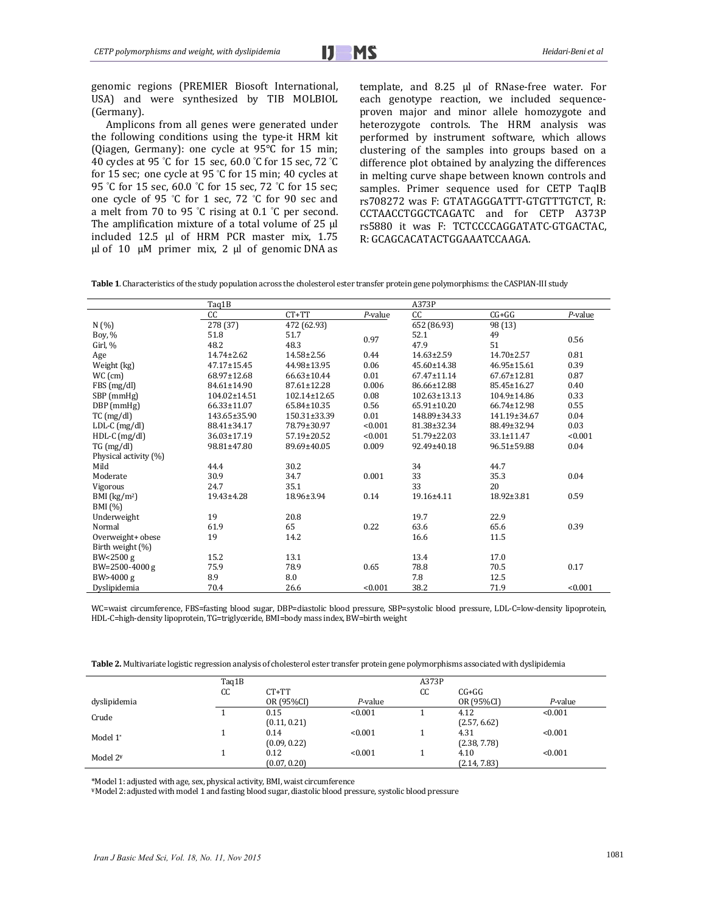genomic regions (PREMIER Biosoft International, USA) and were synthesized by TIB MOLBIOL (Germany).

Amplicons from all genes were generated under the following conditions using the type-it HRM kit (Qiagen, Germany): one cycle at 95°C for 15 min; 40 cycles at 95 °C for 15 sec, 60.0 °C for 15 sec, 72 °C for 15 sec; one cycle at 95 °C for 15 min; 40 cycles at 95 °C for 15 sec, 60.0 °C for 15 sec, 72 °C for 15 sec; one cycle of 95 °C for 1 sec, 72 °C for 90 sec and a melt from 70 to 95 °C rising at 0.1 °C per second. The amplification mixture of a total volume of 25 µl included 12.5 µl of HRM PCR master mix, 1.75 µl of 10 µM primer mix, 2 µl of genomic DNA as template, and 8.25 µl of RNase-free water. For each genotype reaction, we included sequence-proven major and minor allele homozygote and heterozygote controls. The HRM analysis was performed by instrument software, which allows clustering of the samples into groups based on a difference plot obtained by analyzing the differences in melting curve shape between known controls and samples. Primer sequence used for CETP TaqIB rs708272 was F: GTATAGGGATTT-GTGTTTGTCT, R: CCTAACCTGGCTCAGATC and for CETP A373P rs5880 it was F: TCTCCCCAGGATATC-GTGACTAC, R: GCAGCACATACTGGAAATCCAAGA.

**Table 1**. Characteristics of the study population across the cholesterol ester transfer protein gene polymorphisms: the CASPIAN-III study

| | Taq1B | | | A373P | | |
|---|---|---|---|---|---|---|
| | CC | CT+TT | *P*-value | CC | CG+GG | *P*-value |
| N (%) | 278 (37) | 472 (62.93) | | 652 (86.93) | 98 (13) | |
| Boy, % | 51.8 | 51.7 | 0.97 | 52.1 | 49 | 0.56 |
| Girl, % | 48.2 | 48.3 | | 47.9 | 51 | |
| Age | 14.74±2.62 | 14.58±2.56 | 0.44 | 14.63±2.59 | 14.70±2.57 | 0.81 |
| Weight (kg) | 47.17±15.45 | 44.98±13.95 | 0.06 | 45.60±14.38 | 46.95±15.61 | 0.39 |
| WC (cm) | 68.97±12.68 | 66.63±10.44 | 0.01 | 67.47±11.14 | 67.67±12.81 | 0.87 |
| FBS (mg/dl) | 84.61±14.90 | 87.61±12.28 | 0.006 | 86.66±12.88 | 85.45±16.27 | 0.40 |
| SBP (mmHg) | 104.02±14.51 | 102.14±12.65 | 0.08 | 102.63±13.13 | 104.9±14.86 | 0.33 |
| DBP (mmHg) | 66.33±11.07 | 65.84±10.35 | 0.56 | 65.91±10.20 | 66.74±12.98 | 0.55 |
| TC (mg/dl) | 143.65±35.90 | 150.31±33.39 | 0.01 | 148.89±34.33 | 141.19±34.67 | 0.04 |
| LDL-C (mg/dl) | 88.41±34.17 | 78.79±30.97 | <0.001 | 81.38±32.34 | 88.49±32.94 | 0.03 |
| HDL-C (mg/dl) | 36.03±17.19 | 57.19±20.52 | <0.001 | 51.79±22.03 | 33.1±11.47 | <0.001 |
| TG (mg/dl) | 98.81±47.80 | 89.69±40.05 | 0.009 | 92.49±40.18 | 96.51±59.88 | 0.04 |
| Physical activity (%) | | | | | | |
| Mild | 44.4 | 30.2 | | 34 | 44.7 | |
| Moderate | 30.9 | 34.7 | 0.001 | 33 | 35.3 | 0.04 |
| Vigorous | 24.7 | 35.1 | | 33 | 20 | |
| BMI (kg/m²) | 19.43±4.28 | 18.96±3.94 | 0.14 | 19.16±4.11 | 18.92±3.81 | 0.59 |
| BMI (%) | | | | | | |
| Underweight | 19 | 20.8 | | 19.7 | 22.9 | |
| Normal | 61.9 | 65 | 0.22 | 63.6 | 65.6 | 0.39 |
| Overweight+ obese | 19 | 14.2 | | 16.6 | 11.5 | |
| Birth weight (%) | | | | | | |
| BW<2500 g | 15.2 | 13.1 | | 13.4 | 17.0 | |
| BW=2500-4000 g | 75.9 | 78.9 | 0.65 | 78.8 | 70.5 | 0.17 |
| BW>4000 g | 8.9 | 8.0 | | 7.8 | 12.5 | |
| Dyslipidemia | 70.4 | 26.6 | <0.001 | 38.2 | 71.9 | <0.001 |

WC=waist circumference, FBS=fasting blood sugar, DBP=diastolic blood pressure, SBP=systolic blood pressure, LDL-C=low-density lipoprotein, HDL-C=high-density lipoprotein, TG=triglyceride, BMI=body mass index, BW=birth weight

**Table 2.** Multivariate logistic regression analysis of cholesterol ester transfer protein gene polymorphisms associated with dyslipidemia

| | Taq1B | | | A373P | | |
|---|---|---|---|---|---|---|
| | CC | CT+TT | | CC | CG+GG | |
| dyslipidemia | | OR (95%CI) | *P*-value | | OR (95%CI) | *P*-value |
| Crude | 1 | 0.15 (0.11, 0.21) | <0.001 | 1 | 4.12 (2.57, 6.62) | <0.001 |
| Model 1* | 1 | 0.14 (0.09, 0.22) | <0.001 | 1 | 4.31 (2.38, 7.78) | <0.001 |
| Model 2¥ | 1 | 0.12 (0.07, 0.20) | <0.001 | 1 | 4.10 (2.14, 7.83) | <0.001 |

*Model 1: adjusted with age, sex, physical activity, BMI, waist circumference

¥Model 2: adjusted with model 1 and fasting blood sugar, diastolic blood pressure, systolic blood pressure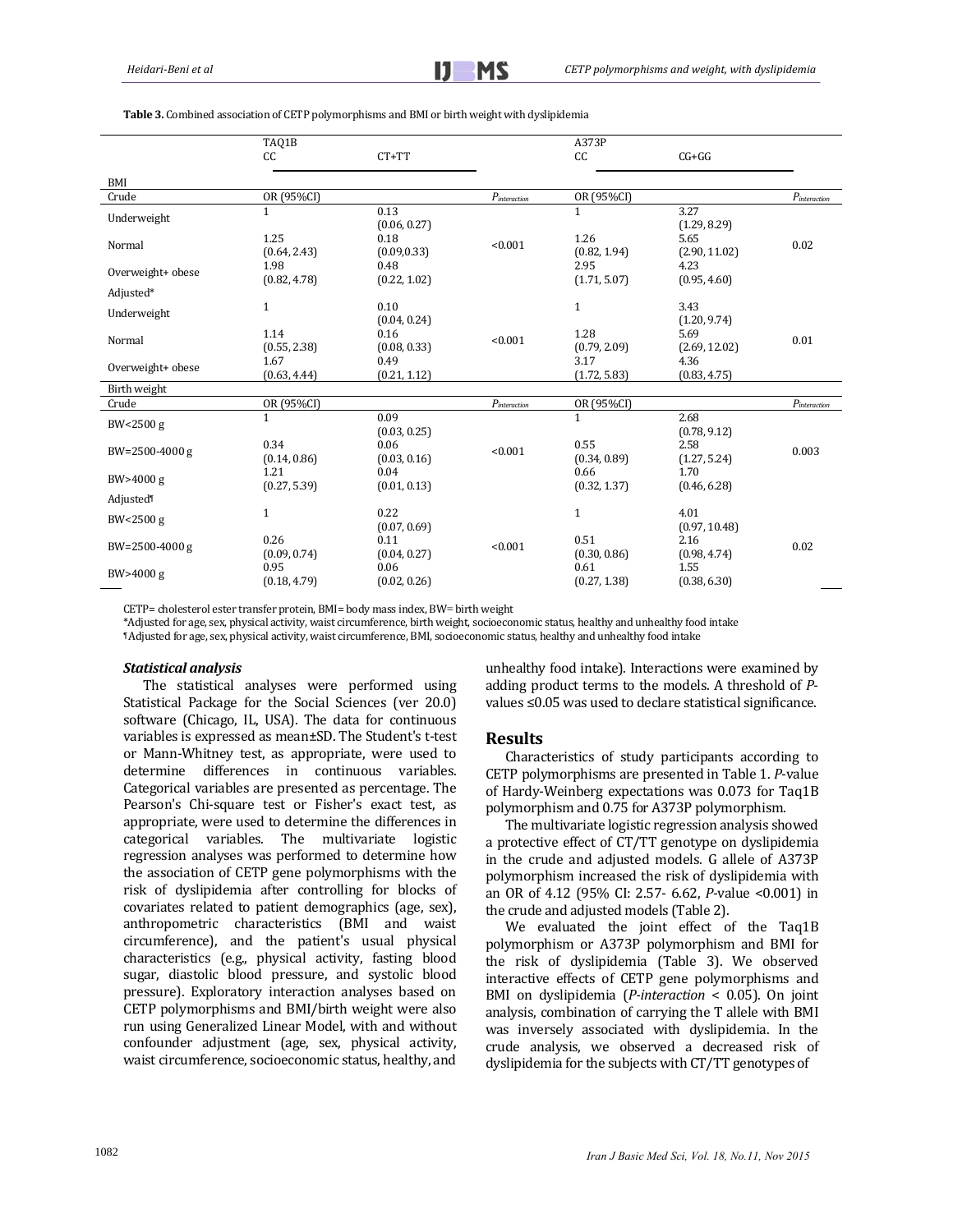**Table 3.** Combined association of CETP polymorphisms and BMI or birth weight with dyslipidemia

| | TAQ1B | | | A373P | | |
|---|---|---|---|---|---|---|
| | CC | CT+TT | | CC | CG+GG | |
| **BMI** | | | | | | |
| Crude | OR (95%CI) | | $P_{interaction}$ | OR (95%CI) | | $P_{interaction}$ |
| Underweight | 1 | 0.13 (0.06, 0.27) | <0.001 | 1 | 3.27 (1.29, 8.29) | 0.02 |
| Normal | 1.25 (0.64, 2.43) | 0.18 (0.09,0.33) | | 1.26 (0.82, 1.94) | 5.65 (2.90, 11.02) | |
| Overweight+ obese | 1.98 (0.82, 4.78) | 0.48 (0.22, 1.02) | | 2.95 (1.71, 5.07) | 4.23 (0.95, 4.60) | |
| Adjusted* | | | | | | |
| Underweight | 1 | 0.10 (0.04, 0.24) | <0.001 | 1 | 3.43 (1.20, 9.74) | 0.01 |
| Normal | 1.14 (0.55, 2.38) | 0.16 (0.08, 0.33) | | 1.28 (0.79, 2.09) | 5.69 (2.69, 12.02) | |
| Overweight+ obese | 1.67 (0.63, 4.44) | 0.49 (0.21, 1.12) | | 3.17 (1.72, 5.83) | 4.36 (0.83, 4.75) | |
| **Birth weight** | | | | | | |
| Crude | OR (95%CI) | | $P_{interaction}$ | OR (95%CI) | | $P_{interaction}$ |
| BW<2500 g | 1 | 0.09 (0.03, 0.25) | <0.001 | 1 | 2.68 (0.78, 9.12) | 0.003 |
| BW=2500-4000 g | 0.34 (0.14, 0.86) | 0.06 (0.03, 0.16) | | 0.55 (0.34, 0.89) | 2.58 (1.27, 5.24) | |
| BW>4000 g | 1.21 (0.27, 5.39) | 0.04 (0.01, 0.13) | | 0.66 (0.32, 1.37) | 1.70 (0.46, 6.28) | |
| Adjusted¶ | | | | | | |
| BW<2500 g | 1 | 0.22 (0.07, 0.69) | <0.001 | 1 | 4.01 (0.97, 10.48) | 0.02 |
| BW=2500-4000 g | 0.26 (0.09, 0.74) | 0.11 (0.04, 0.27) | | 0.51 (0.30, 0.86) | 2.16 (0.98, 4.74) | |
| BW>4000 g | 0.95 (0.18, 4.79) | 0.06 (0.02, 0.26) | | 0.61 (0.27, 1.38) | 1.55 (0.38, 6.30) | |

CETP= cholesterol ester transfer protein, BMI= body mass index, BW= birth weight
*Adjusted for age, sex, physical activity, waist circumference, birth weight, socioeconomic status, healthy and unhealthy food intake
¶Adjusted for age, sex, physical activity, waist circumference, BMI, socioeconomic status, healthy and unhealthy food intake

### *Statistical analysis*

The statistical analyses were performed using Statistical Package for the Social Sciences (ver 20.0) software (Chicago, IL, USA). The data for continuous variables is expressed as mean±SD. The Student's t-test or Mann-Whitney test, as appropriate, were used to determine differences in continuous variables. Categorical variables are presented as percentage. The Pearson's Chi-square test or Fisher's exact test, as appropriate, were used to determine the differences in categorical variables. The multivariate logistic regression analyses was performed to determine how the association of CETP gene polymorphisms with the risk of dyslipidemia after controlling for blocks of covariates related to patient demographics (age, sex), anthropometric characteristics (BMI and waist circumference), and the patient's usual physical characteristics (e.g., physical activity, fasting blood sugar, diastolic blood pressure, and systolic blood pressure). Exploratory interaction analyses based on CETP polymorphisms and BMI/birth weight were also run using Generalized Linear Model, with and without confounder adjustment (age, sex, physical activity, waist circumference, socioeconomic status, healthy, and unhealthy food intake). Interactions were examined by adding product terms to the models. A threshold of *P*-values ≤0.05 was used to declare statistical significance.

## Results

Characteristics of study participants according to CETP polymorphisms are presented in Table 1. *P*-value of Hardy-Weinberg expectations was 0.073 for Taq1B polymorphism and 0.75 for A373P polymorphism.

The multivariate logistic regression analysis showed a protective effect of CT/TT genotype on dyslipidemia in the crude and adjusted models. G allele of A373P polymorphism increased the risk of dyslipidemia with an OR of 4.12 (95% CI: 2.57- 6.62, *P*-value <0.001) in the crude and adjusted models (Table 2).

We evaluated the joint effect of the Taq1B polymorphism or A373P polymorphism and BMI for the risk of dyslipidemia (Table 3). We observed interactive effects of CETP gene polymorphisms and BMI on dyslipidemia (*P-interaction* < 0.05). On joint analysis, combination of carrying the T allele with BMI was inversely associated with dyslipidemia. In the crude analysis, we observed a decreased risk of dyslipidemia for the subjects with CT/TT genotypes of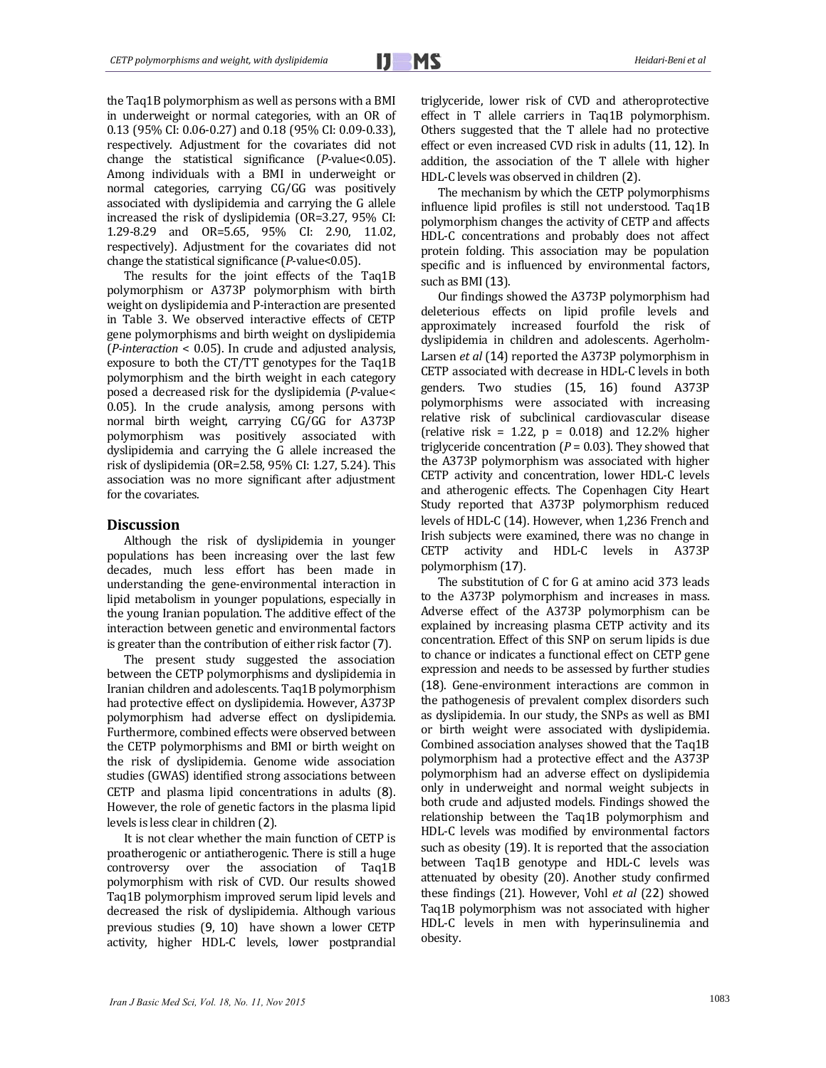the Taq1B polymorphism as well as persons with a BMI in underweight or normal categories, with an OR of 0.13 (95% CI: 0.06-0.27) and 0.18 (95% CI: 0.09-0.33), respectively. Adjustment for the covariates did not change the statistical significance (*P*-value<0.05). Among individuals with a BMI in underweight or normal categories, carrying CG/GG was positively associated with dyslipidemia and carrying the G allele increased the risk of dyslipidemia (OR=3.27, 95% CI: 1.29-8.29 and OR=5.65, 95% CI: 2.90, 11.02, respectively). Adjustment for the covariates did not change the statistical significance (*P*-value<0.05).

The results for the joint effects of the Taq1B polymorphism or A373P polymorphism with birth weight on dyslipidemia and P-interaction are presented in Table 3. We observed interactive effects of CETP gene polymorphisms and birth weight on dyslipidemia (*P-interaction* < 0.05). In crude and adjusted analysis, exposure to both the CT/TT genotypes for the Taq1B polymorphism and the birth weight in each category posed a decreased risk for the dyslipidemia (*P*-value< 0.05). In the crude analysis, among persons with normal birth weight, carrying CG/GG for A373P polymorphism was positively associated with dyslipidemia and carrying the G allele increased the risk of dyslipidemia (OR=2.58, 95% CI: 1.27, 5.24). This association was no more significant after adjustment for the covariates.

## Discussion

Although the risk of dyslipidemia in younger populations has been increasing over the last few decades, much less effort has been made in understanding the gene-environmental interaction in lipid metabolism in younger populations, especially in the young Iranian population. The additive effect of the interaction between genetic and environmental factors is greater than the contribution of either risk factor (7).

The present study suggested the association between the CETP polymorphisms and dyslipidemia in Iranian children and adolescents. Taq1B polymorphism had protective effect on dyslipidemia. However, A373P polymorphism had adverse effect on dyslipidemia. Furthermore, combined effects were observed between the CETP polymorphisms and BMI or birth weight on the risk of dyslipidemia. Genome wide association studies (GWAS) identified strong associations between CETP and plasma lipid concentrations in adults (8). However, the role of genetic factors in the plasma lipid levels is less clear in children (2).

It is not clear whether the main function of CETP is proatherogenic or antiatherogenic. There is still a huge controversy over the association of Taq1B polymorphism with risk of CVD. Our results showed Taq1B polymorphism improved serum lipid levels and decreased the risk of dyslipidemia. Although various previous studies (9, 10) have shown a lower CETP activity, higher HDL-C levels, lower postprandial triglyceride, lower risk of CVD and atheroprotective effect in T allele carriers in Taq1B polymorphism. Others suggested that the T allele had no protective effect or even increased CVD risk in adults (11, 12). In addition, the association of the T allele with higher HDL-C levels was observed in children (2).

The mechanism by which the CETP polymorphisms influence lipid profiles is still not understood. Taq1B polymorphism changes the activity of CETP and affects HDL-C concentrations and probably does not affect protein folding. This association may be population specific and is influenced by environmental factors, such as BMI (13).

Our findings showed the A373P polymorphism had deleterious effects on lipid profile levels and approximately increased fourfold the risk of dyslipidemia in children and adolescents. Agerholm-Larsen *et al* (14) reported the A373P polymorphism in CETP associated with decrease in HDL-C levels in both genders. Two studies (15, 16) found A373P polymorphisms were associated with increasing relative risk of subclinical cardiovascular disease (relative risk = 1.22, p = 0.018) and 12.2% higher triglyceride concentration (*P* = 0.03). They showed that the A373P polymorphism was associated with higher CETP activity and concentration, lower HDL-C levels and atherogenic effects. The Copenhagen City Heart Study reported that A373P polymorphism reduced levels of HDL-C (14). However, when 1,236 French and Irish subjects were examined, there was no change in CETP activity and HDL-C levels in A373P polymorphism (17).

The substitution of C for G at amino acid 373 leads to the A373P polymorphism and increases in mass. Adverse effect of the A373P polymorphism can be explained by increasing plasma CETP activity and its concentration. Effect of this SNP on serum lipids is due to chance or indicates a functional effect on CETP gene expression and needs to be assessed by further studies (18). Gene-environment interactions are common in the pathogenesis of prevalent complex disorders such as dyslipidemia. In our study, the SNPs as well as BMI or birth weight were associated with dyslipidemia. Combined association analyses showed that the Taq1B polymorphism had a protective effect and the A373P polymorphism had an adverse effect on dyslipidemia only in underweight and normal weight subjects in both crude and adjusted models. Findings showed the relationship between the Taq1B polymorphism and HDL-C levels was modified by environmental factors such as obesity (19). It is reported that the association between Taq1B genotype and HDL-C levels was attenuated by obesity (20). Another study confirmed these findings (21). However, Vohl *et al* (22) showed Taq1B polymorphism was not associated with higher HDL-C levels in men with hyperinsulinemia and obesity.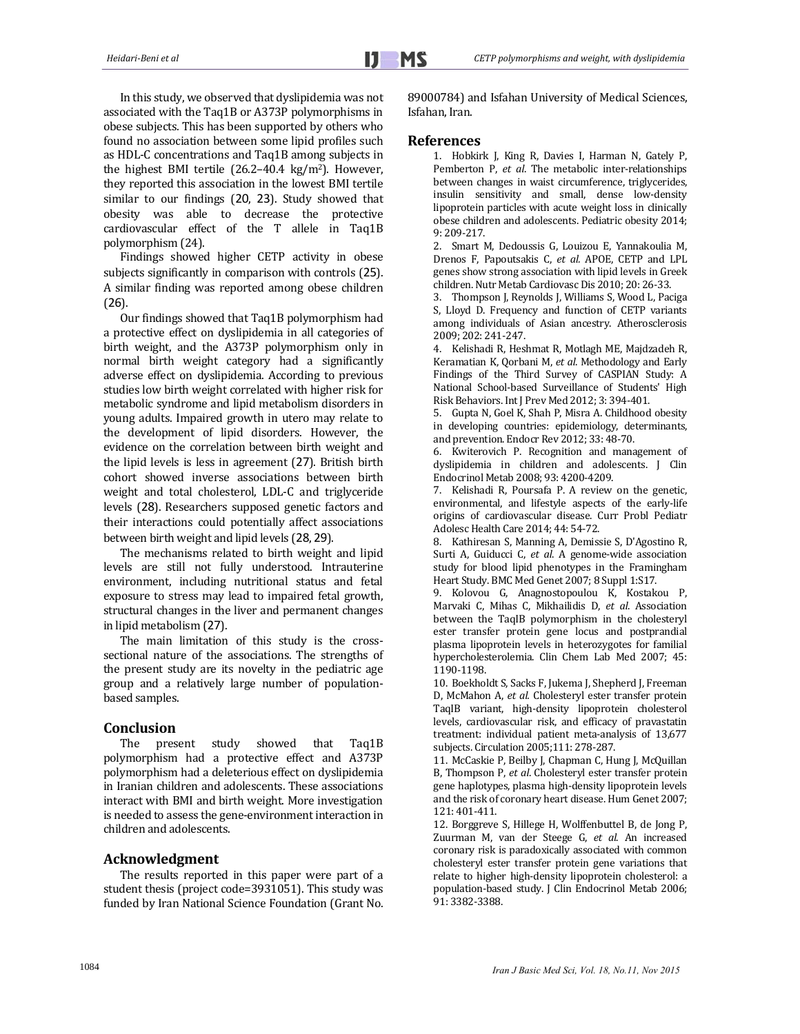In this study, we observed that dyslipidemia was not associated with the Taq1B or A373P polymorphisms in obese subjects. This has been supported by others who found no association between some lipid profiles such as HDL-C concentrations and Taq1B among subjects in the highest BMI tertile (26.2–40.4 kg/m$^2$). However, they reported this association in the lowest BMI tertile similar to our findings (20, 23). Study showed that obesity was able to decrease the protective cardiovascular effect of the T allele in Taq1B polymorphism (24).

Findings showed higher CETP activity in obese subjects significantly in comparison with controls (25). A similar finding was reported among obese children (26).

Our findings showed that Taq1B polymorphism had a protective effect on dyslipidemia in all categories of birth weight, and the A373P polymorphism only in normal birth weight category had a significantly adverse effect on dyslipidemia. According to previous studies low birth weight correlated with higher risk for metabolic syndrome and lipid metabolism disorders in young adults. Impaired growth in utero may relate to the development of lipid disorders. However, the evidence on the correlation between birth weight and the lipid levels is less in agreement (27). British birth cohort showed inverse associations between birth weight and total cholesterol, LDL-C and triglyceride levels (28). Researchers supposed genetic factors and their interactions could potentially affect associations between birth weight and lipid levels (28, 29).

The mechanisms related to birth weight and lipid levels are still not fully understood. Intrauterine environment, including nutritional status and fetal exposure to stress may lead to impaired fetal growth, structural changes in the liver and permanent changes in lipid metabolism (27).

The main limitation of this study is the cross-sectional nature of the associations. The strengths of the present study are its novelty in the pediatric age group and a relatively large number of population-based samples.

## Conclusion

The present study showed that Taq1B polymorphism had a protective effect and A373P polymorphism had a deleterious effect on dyslipidemia in Iranian children and adolescents. These associations interact with BMI and birth weight. More investigation is needed to assess the gene-environment interaction in children and adolescents.

## Acknowledgment

The results reported in this paper were part of a student thesis (project code=3931051). This study was funded by Iran National Science Foundation (Grant No. 89000784) and Isfahan University of Medical Sciences, Isfahan, Iran.

## References

1. Hobkirk J, King R, Davies I, Harman N, Gately P, Pemberton P, *et al*. The metabolic inter-relationships between changes in waist circumference, triglycerides, insulin sensitivity and small, dense low-density lipoprotein particles with acute weight loss in clinically obese children and adolescents. Pediatric obesity 2014; 9: 209-217.
2. Smart M, Dedoussis G, Louizou E, Yannakoulia M, Drenos F, Papoutsakis C, *et al.* APOE, CETP and LPL genes show strong association with lipid levels in Greek children. Nutr Metab Cardiovasc Dis 2010; 20: 26-33.
3. Thompson J, Reynolds J, Williams S, Wood L, Paciga S, Lloyd D. Frequency and function of CETP variants among individuals of Asian ancestry. Atherosclerosis 2009; 202: 241-247.
4. Kelishadi R, Heshmat R, Motlagh ME, Majdzadeh R, Keramatian K, Qorbani M, *et al*. Methodology and Early Findings of the Third Survey of CASPIAN Study: A National School-based Surveillance of Students' High Risk Behaviors. Int J Prev Med 2012; 3: 394-401.
5. Gupta N, Goel K, Shah P, Misra A. Childhood obesity in developing countries: epidemiology, determinants, and prevention. Endocr Rev 2012; 33: 48-70.
6. Kwiterovich P. Recognition and management of dyslipidemia in children and adolescents. J Clin Endocrinol Metab 2008; 93: 4200-4209.
7. Kelishadi R, Poursafa P. A review on the genetic, environmental, and lifestyle aspects of the early-life origins of cardiovascular disease. Curr Probl Pediatr Adolesc Health Care 2014; 44: 54-72.
8. Kathiresan S, Manning A, Demissie S, D'Agostino R, Surti A, Guiducci C, *et al*. A genome-wide association study for blood lipid phenotypes in the Framingham Heart Study. BMC Med Genet 2007; 8 Suppl 1:S17.
9. Kolovou G, Anagnostopoulou K, Kostakou P, Marvaki C, Mihas C, Mikhailidis D, *et al*. Association between the TaqIB polymorphism in the cholesteryl ester transfer protein gene locus and postprandial plasma lipoprotein levels in heterozygotes for familial hypercholesterolemia. Clin Chem Lab Med 2007; 45: 1190-1198.
10. Boekholdt S, Sacks F, Jukema J, Shepherd J, Freeman D, McMahon A, *et al.* Cholesteryl ester transfer protein TaqIB variant, high-density lipoprotein cholesterol levels, cardiovascular risk, and efficacy of pravastatin treatment: individual patient meta-analysis of 13,677 subjects. Circulation 2005;111: 278-287.
11. McCaskie P, Beilby J, Chapman C, Hung J, McQuillan B, Thompson P, *et al*. Cholesteryl ester transfer protein gene haplotypes, plasma high-density lipoprotein levels and the risk of coronary heart disease. Hum Genet 2007; 121: 401-411.
12. Borggreve S, Hillege H, Wolffenbuttel B, de Jong P, Zuurman M, van der Steege G, *et al.* An increased coronary risk is paradoxically associated with common cholesteryl ester transfer protein gene variations that relate to higher high-density lipoprotein cholesterol: a population-based study. J Clin Endocrinol Metab 2006; 91: 3382-3388.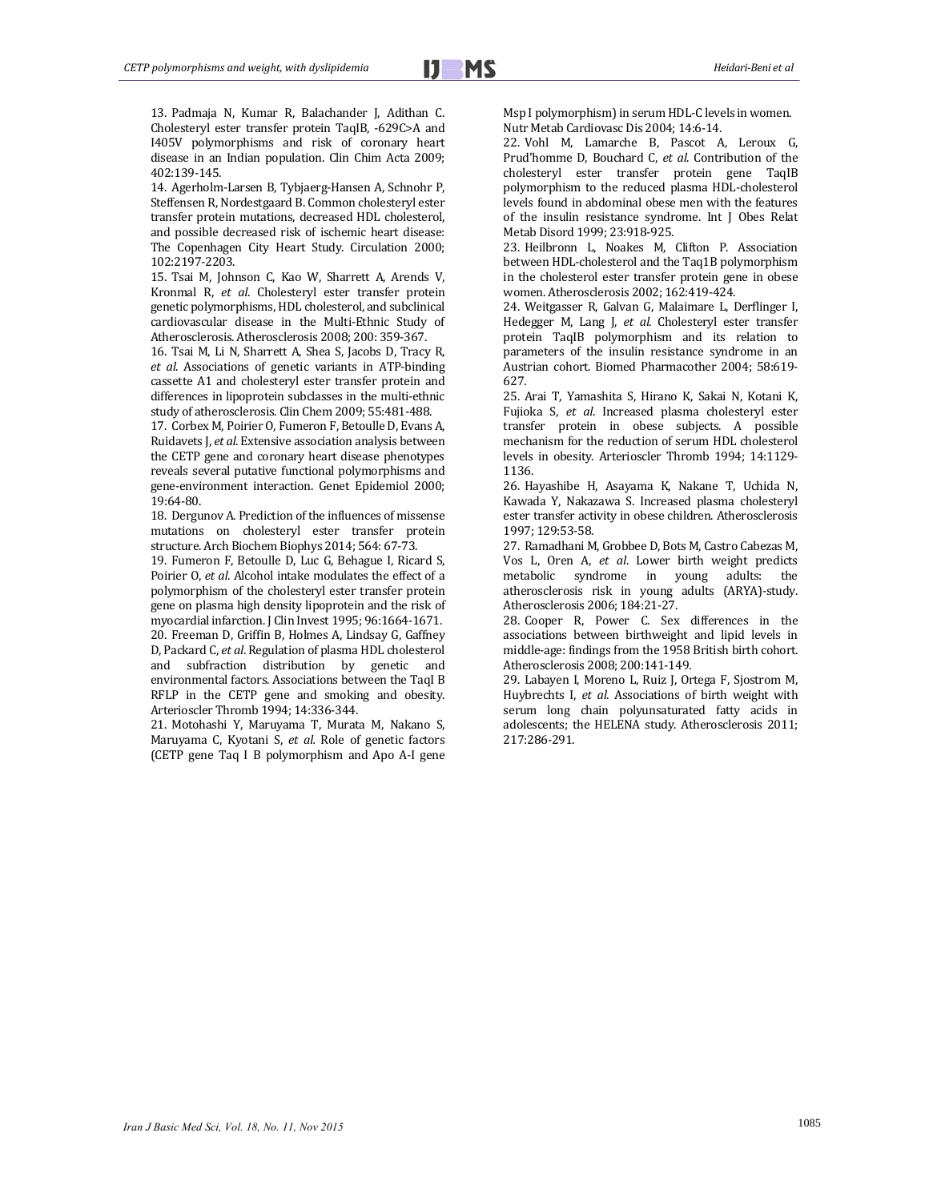13. Padmaja N, Kumar R, Balachander J, Adithan C. Cholesteryl ester transfer protein TaqIB, -629C>A and I405V polymorphisms and risk of coronary heart disease in an Indian population. Clin Chim Acta 2009; 402:139-145.

14. Agerholm-Larsen B, Tybjaerg-Hansen A, Schnohr P, Steffensen R, Nordestgaard B. Common cholesteryl ester transfer protein mutations, decreased HDL cholesterol, and possible decreased risk of ischemic heart disease: The Copenhagen City Heart Study. Circulation 2000; 102:2197-2203.

15. Tsai M, Johnson C, Kao W, Sharrett A, Arends V, Kronmal R, *et al*. Cholesteryl ester transfer protein genetic polymorphisms, HDL cholesterol, and subclinical cardiovascular disease in the Multi-Ethnic Study of Atherosclerosis. Atherosclerosis 2008; 200: 359-367.

16. Tsai M, Li N, Sharrett A, Shea S, Jacobs D, Tracy R, *et al*. Associations of genetic variants in ATP-binding cassette A1 and cholesteryl ester transfer protein and differences in lipoprotein subclasses in the multi-ethnic study of atherosclerosis. Clin Chem 2009; 55:481-488.

17. Corbex M, Poirier O, Fumeron F, Betoulle D, Evans A, Ruidavets J, *et al*. Extensive association analysis between the CETP gene and coronary heart disease phenotypes reveals several putative functional polymorphisms and gene-environment interaction. Genet Epidemiol 2000; 19:64-80.

18. Dergunov A. Prediction of the influences of missense mutations on cholesteryl ester transfer protein structure. Arch Biochem Biophys 2014; 564: 67-73.

19. Fumeron F, Betoulle D, Luc G, Behague I, Ricard S, Poirier O, *et al*. Alcohol intake modulates the effect of a polymorphism of the cholesteryl ester transfer protein gene on plasma high density lipoprotein and the risk of myocardial infarction. J Clin Invest 1995; 96:1664-1671.

20. Freeman D, Griffin B, Holmes A, Lindsay G, Gaffney D, Packard C, *et al*. Regulation of plasma HDL cholesterol and subfraction distribution by genetic and environmental factors. Associations between the TaqI B RFLP in the CETP gene and smoking and obesity. Arterioscler Thromb 1994; 14:336-344.

21. Motohashi Y, Maruyama T, Murata M, Nakano S, Maruyama C, Kyotani S, *et al*. Role of genetic factors (CETP gene Taq I B polymorphism and Apo A-I gene Msp I polymorphism) in serum HDL-C levels in women. Nutr Metab Cardiovasc Dis 2004; 14:6-14.

22. Vohl M, Lamarche B, Pascot A, Leroux G, Prud'homme D, Bouchard C, *et al*. Contribution of the cholesteryl ester transfer protein gene TaqIB polymorphism to the reduced plasma HDL-cholesterol levels found in abdominal obese men with the features of the insulin resistance syndrome. Int J Obes Relat Metab Disord 1999; 23:918-925.

23. Heilbronn L, Noakes M, Clifton P. Association between HDL-cholesterol and the Taq1B polymorphism in the cholesterol ester transfer protein gene in obese women. Atherosclerosis 2002; 162:419-424.

24. Weitgasser R, Galvan G, Malaimare L, Derflinger I, Hedegger M, Lang J, *et al*. Cholesteryl ester transfer protein TaqIB polymorphism and its relation to parameters of the insulin resistance syndrome in an Austrian cohort. Biomed Pharmacother 2004; 58:619-627.

25. Arai T, Yamashita S, Hirano K, Sakai N, Kotani K, Fujioka S, *et al*. Increased plasma cholesteryl ester transfer protein in obese subjects. A possible mechanism for the reduction of serum HDL cholesterol levels in obesity. Arterioscler Thromb 1994; 14:1129-1136.

26. Hayashibe H, Asayama K, Nakane T, Uchida N, Kawada Y, Nakazawa S. Increased plasma cholesteryl ester transfer activity in obese children. Atherosclerosis 1997; 129:53-58.

27. Ramadhani M, Grobbee D, Bots M, Castro Cabezas M, Vos L, Oren A, *et al*. Lower birth weight predicts metabolic syndrome in young adults: the atherosclerosis risk in young adults (ARYA)-study. Atherosclerosis 2006; 184:21-27.

28. Cooper R, Power C. Sex differences in the associations between birthweight and lipid levels in middle-age: findings from the 1958 British birth cohort. Atherosclerosis 2008; 200:141-149.

29. Labayen I, Moreno L, Ruiz J, Ortega F, Sjostrom M, Huybrechts I, *et al*. Associations of birth weight with serum long chain polyunsaturated fatty acids in adolescents; the HELENA study. Atherosclerosis 2011; 217:286-291.